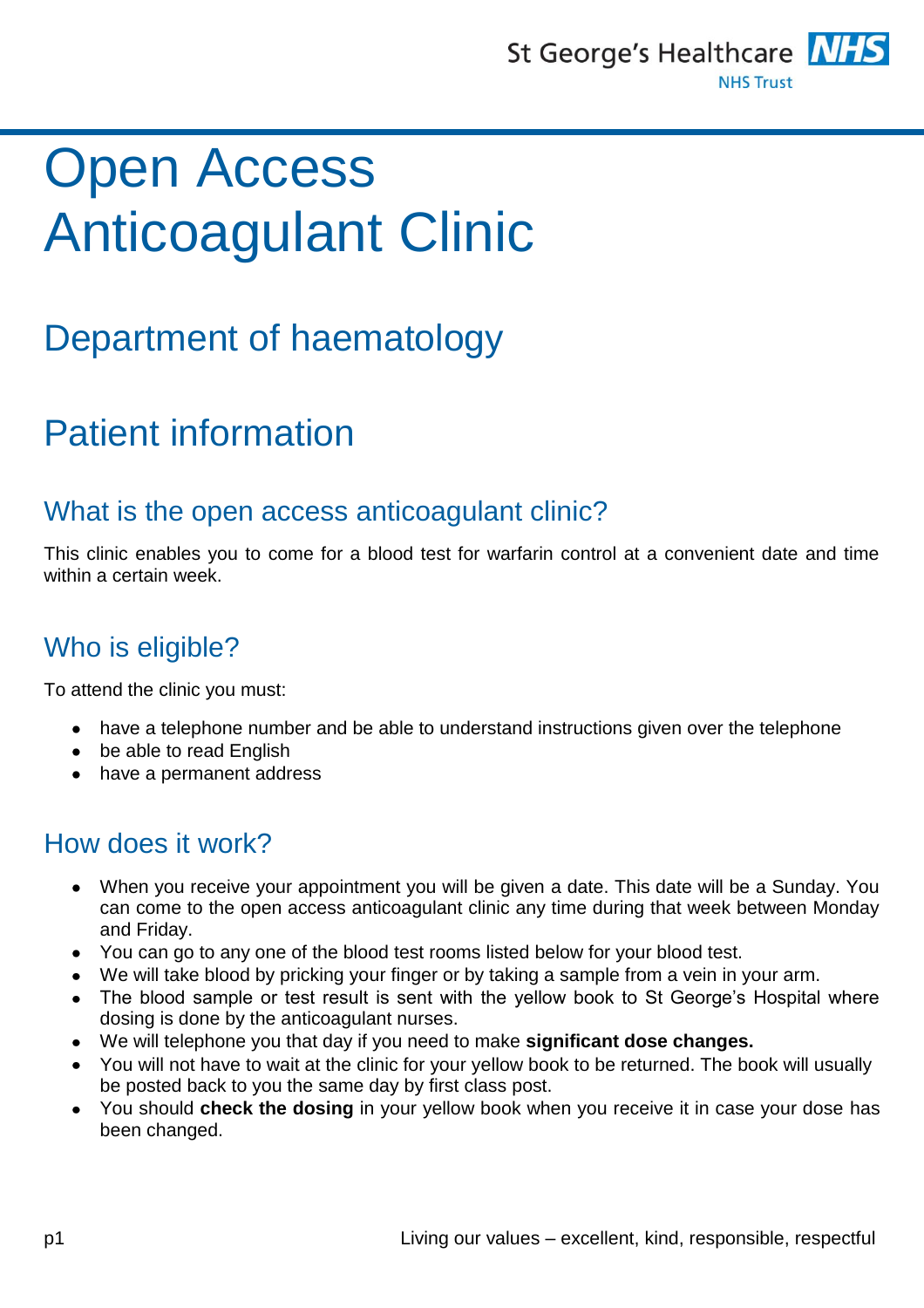# Open Access Anticoagulant Clinic

## Department of haematology

## Patient information

### What is the open access anticoagulant clinic?

This clinic enables you to come for a blood test for warfarin control at a convenient date and time within a certain week.

### Who is eligible?

To attend the clinic you must:

- have a telephone number and be able to understand instructions given over the telephone
- be able to read English
- have a permanent address

### How does it work?

- When you receive your appointment you will be given a date. This date will be a Sunday. You can come to the open access anticoagulant clinic any time during that week between Monday and Friday.
- You can go to any one of the blood test rooms listed below for your blood test.
- We will take blood by pricking your finger or by taking a sample from a vein in your arm.
- The blood sample or test result is sent with the yellow book to St George's Hospital where dosing is done by the anticoagulant nurses.
- We will telephone you that day if you need to make **significant dose changes.**
- You will not have to wait at the clinic for your yellow book to be returned. The book will usually be posted back to you the same day by first class post.
- You should **check the dosing** in your yellow book when you receive it in case your dose has been changed.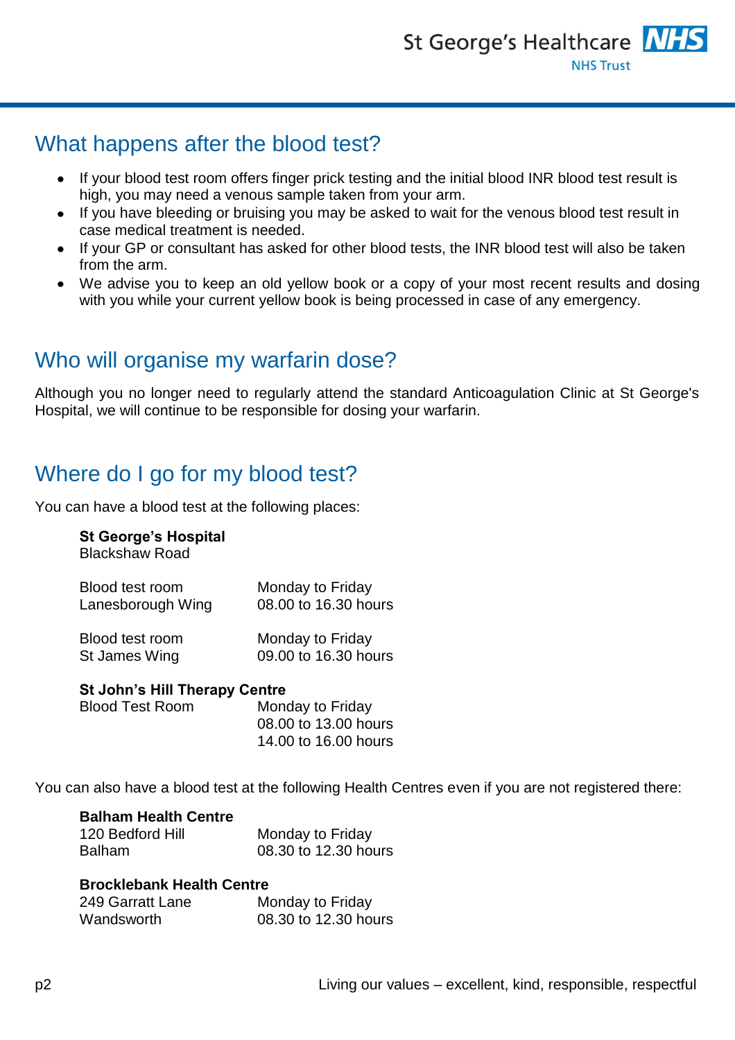## What happens after the blood test?

- If your blood test room offers finger prick testing and the initial blood INR blood test result is high, you may need a venous sample taken from your arm.
- If you have bleeding or bruising you may be asked to wait for the venous blood test result in case medical treatment is needed.
- If your GP or consultant has asked for other blood tests, the INR blood test will also be taken from the arm.
- We advise you to keep an old yellow book or a copy of your most recent results and dosing with you while your current yellow book is being processed in case of any emergency.

## Who will organise my warfarin dose?

Although you no longer need to regularly attend the standard Anticoagulation Clinic at St George's Hospital, we will continue to be responsible for dosing your warfarin.

## Where do I go for my blood test?

You can have a blood test at the following places:

**St George's Hospital**
Blackshaw Road

| | |
|---|---|
| Blood test room<br>Lanesborough Wing | Monday to Friday<br>08.00 to 16.30 hours |
| Blood test room<br>St James Wing | Monday to Friday<br>09.00 to 16.30 hours |

**St John's Hill Therapy Centre**

| | |
|---|---|
| Blood Test Room | Monday to Friday<br>08.00 to 13.00 hours<br>14.00 to 16.00 hours |

You can also have a blood test at the following Health Centres even if you are not registered there:

**Balham Health Centre**

| | |
|---|---|
| 120 Bedford Hill<br>Balham | Monday to Friday<br>08.30 to 12.30 hours |

**Brocklebank Health Centre**

| | |
|---|---|
| 249 Garratt Lane<br>Wandsworth | Monday to Friday<br>08.30 to 12.30 hours |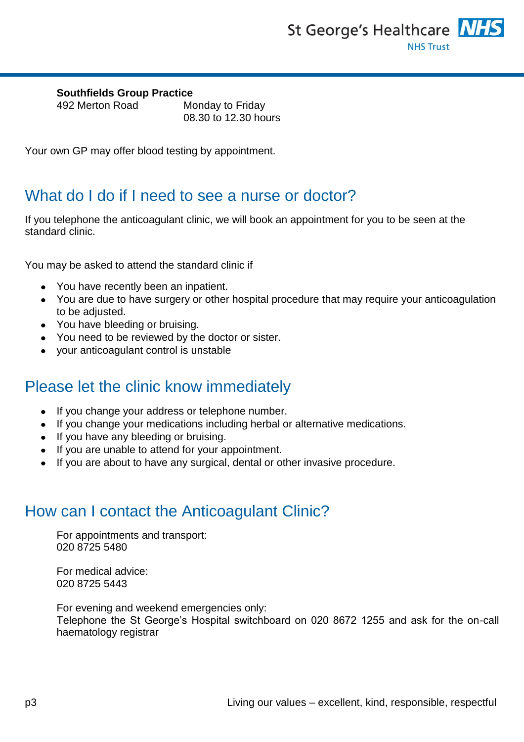**Southfields Group Practice**

492 Merton Road

Monday to Friday
08.30 to 12.30 hours

Your own GP may offer blood testing by appointment.

## What do I do if I need to see a nurse or doctor?

If you telephone the anticoagulant clinic, we will book an appointment for you to be seen at the standard clinic.

You may be asked to attend the standard clinic if

- You have recently been an inpatient.
- You are due to have surgery or other hospital procedure that may require your anticoagulation to be adjusted.
- You have bleeding or bruising.
- You need to be reviewed by the doctor or sister.
- your anticoagulant control is unstable

## Please let the clinic know immediately

- If you change your address or telephone number.
- If you change your medications including herbal or alternative medications.
- If you have any bleeding or bruising.
- If you are unable to attend for your appointment.
- If you are about to have any surgical, dental or other invasive procedure.

## How can I contact the Anticoagulant Clinic?

For appointments and transport:
020 8725 5480

For medical advice:
020 8725 5443

For evening and weekend emergencies only:
Telephone the St George's Hospital switchboard on 020 8672 1255 and ask for the on-call haematology registrar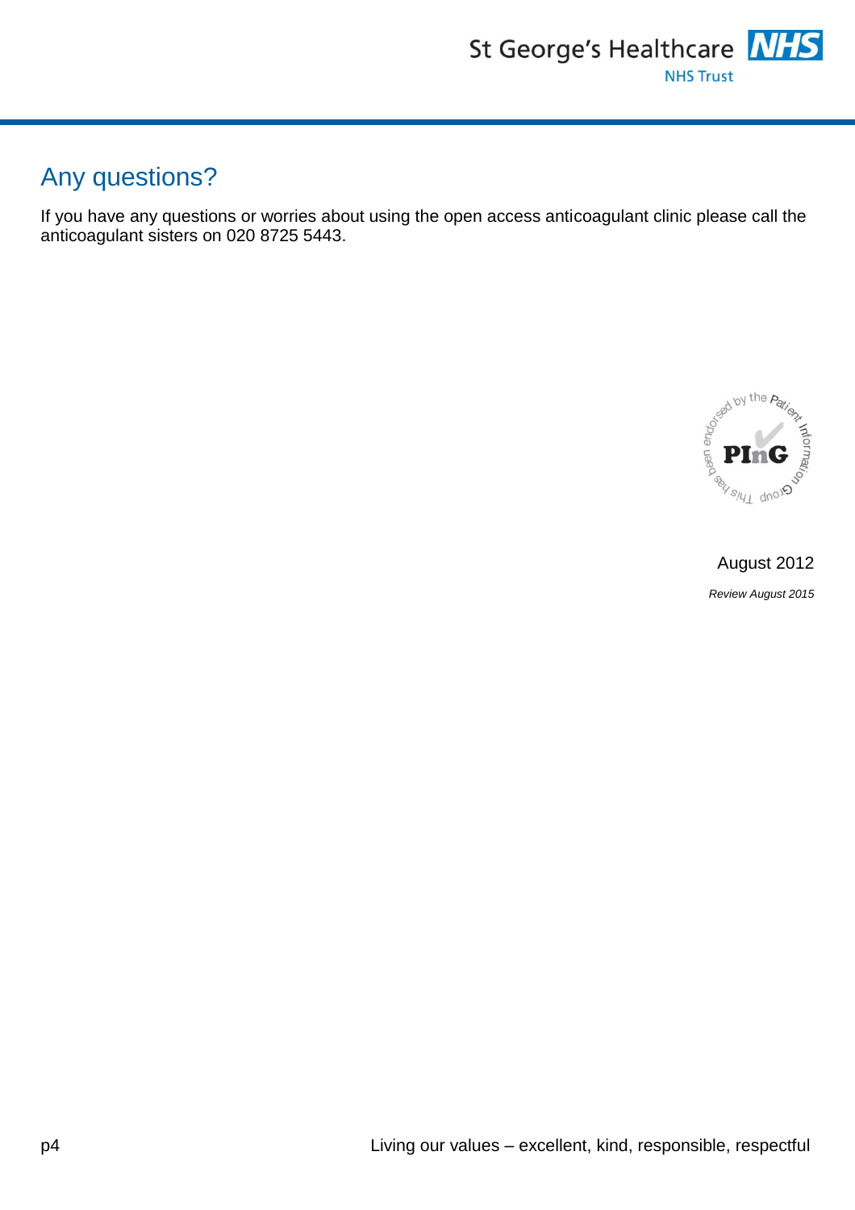## Any questions?

If you have any questions or worries about using the open access anticoagulant clinic please call the anticoagulant sisters on 020 8725 5443.

August 2012

*Review August 2015*